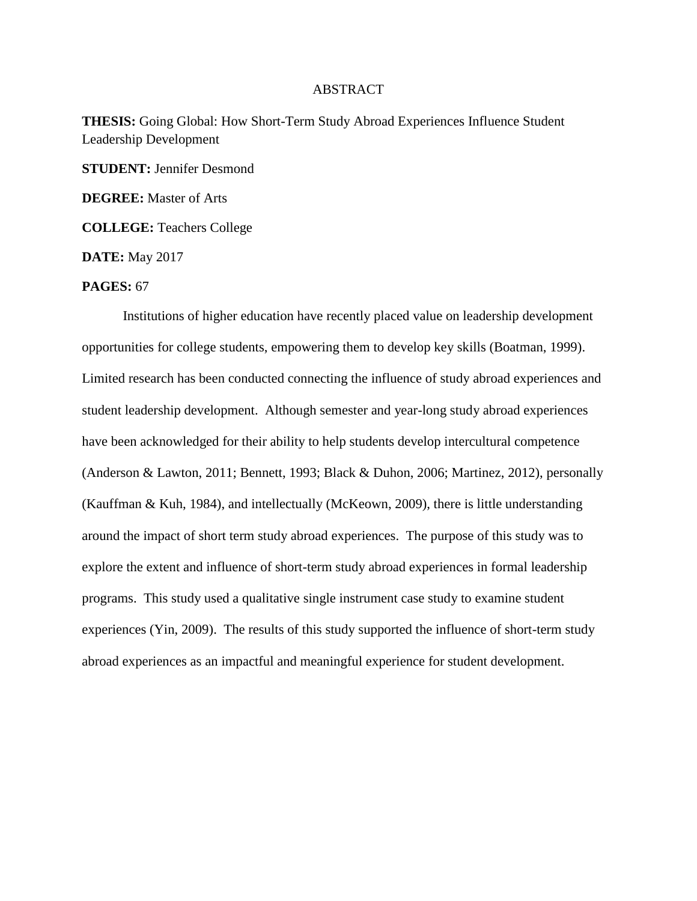# ABSTRACT

**THESIS:** Going Global: How Short-Term Study Abroad Experiences Influence Student Leadership Development

**STUDENT:** Jennifer Desmond

**DEGREE:** Master of Arts

**COLLEGE:** Teachers College

**DATE:** May 2017

**PAGES:** 67

Institutions of higher education have recently placed value on leadership development opportunities for college students, empowering them to develop key skills (Boatman, 1999). Limited research has been conducted connecting the influence of study abroad experiences and student leadership development. Although semester and year-long study abroad experiences have been acknowledged for their ability to help students develop intercultural competence (Anderson & Lawton, 2011; Bennett, 1993; Black & Duhon, 2006; Martinez, 2012), personally (Kauffman & Kuh, 1984), and intellectually (McKeown, 2009), there is little understanding around the impact of short term study abroad experiences. The purpose of this study was to explore the extent and influence of short-term study abroad experiences in formal leadership programs. This study used a qualitative single instrument case study to examine student experiences (Yin, 2009). The results of this study supported the influence of short-term study abroad experiences as an impactful and meaningful experience for student development.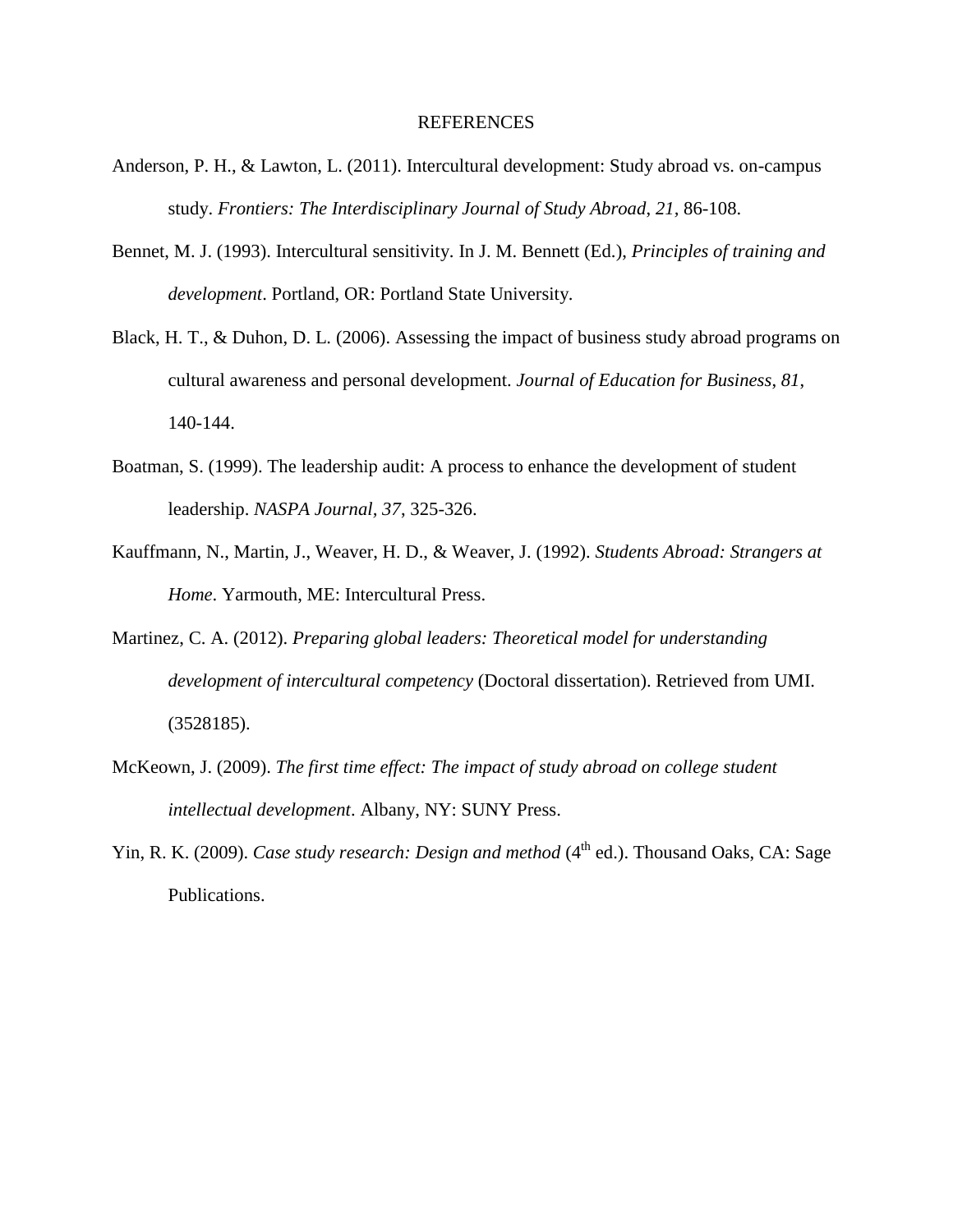# REFERENCES

Anderson, P. H., & Lawton, L. (2011). Intercultural development: Study abroad vs. on-campus study. *Frontiers: The Interdisciplinary Journal of Study Abroad*, *21*, 86-108.

Bennet, M. J. (1993). Intercultural sensitivity. In J. M. Bennett (Ed.), *Principles of training and development*. Portland, OR: Portland State University.

Black, H. T., & Duhon, D. L. (2006). Assessing the impact of business study abroad programs on cultural awareness and personal development. *Journal of Education for Business*, *81*, 140-144.

Boatman, S. (1999). The leadership audit: A process to enhance the development of student leadership. *NASPA Journal, 37*, 325-326.

Kauffmann, N., Martin, J., Weaver, H. D., & Weaver, J. (1992). *Students Abroad: Strangers at Home*. Yarmouth, ME: Intercultural Press.

Martinez, C. A. (2012). *Preparing global leaders: Theoretical model for understanding development of intercultural competency* (Doctoral dissertation). Retrieved from UMI. (3528185).

McKeown, J. (2009). *The first time effect: The impact of study abroad on college student intellectual development*. Albany, NY: SUNY Press.

Yin, R. K. (2009). *Case study research: Design and method* (4th ed.). Thousand Oaks, CA: Sage Publications.